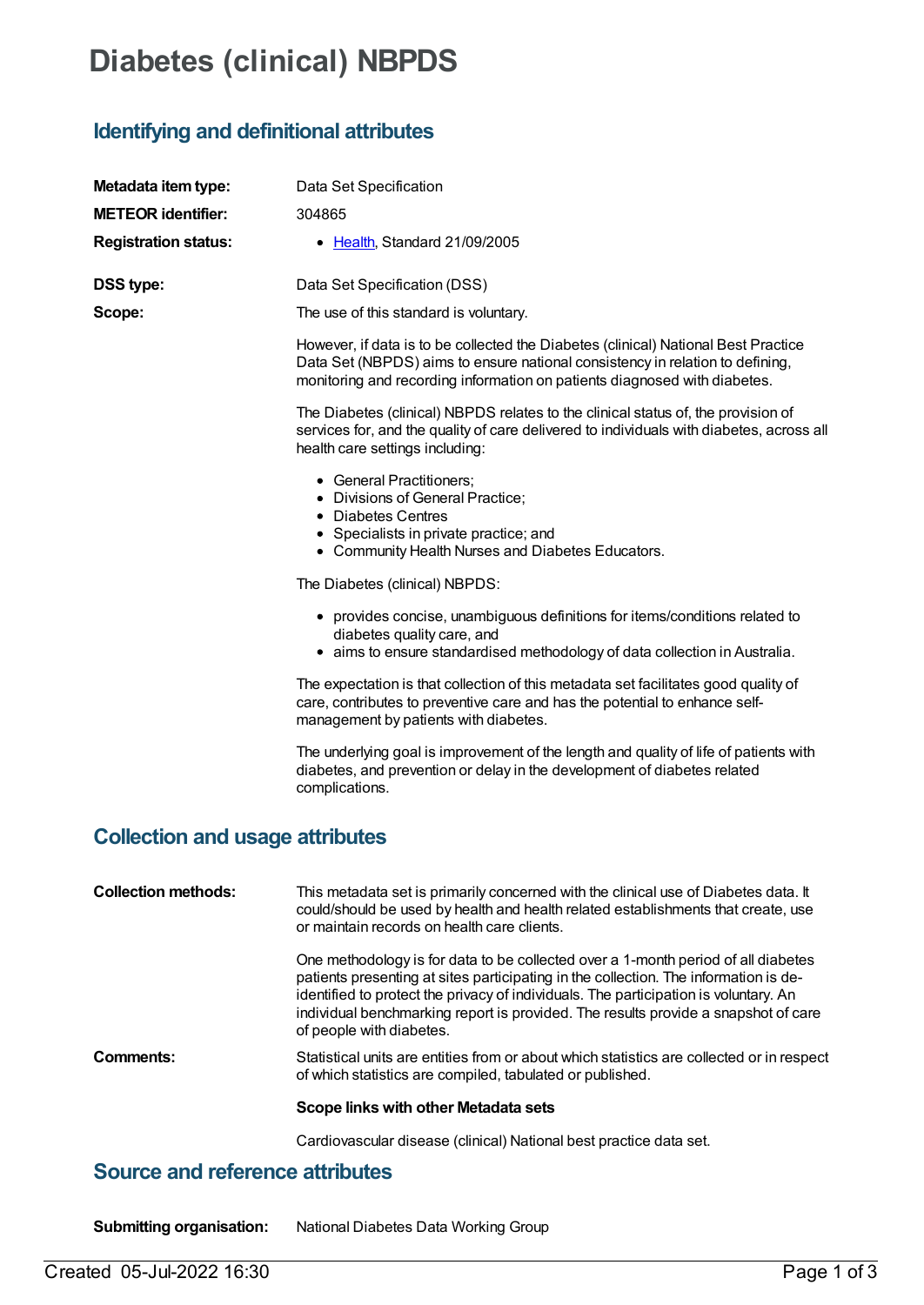# Diabetes (clinical) NBPDS

## Identifying and definitional attributes

**Metadata item type:** Data Set Specification

**METEOR identifier:** 304865

**Registration status:**

- Health, Standard 21/09/2005

**DSS type:** Data Set Specification (DSS)

**Scope:** The use of this standard is voluntary.

However, if data is to be collected the Diabetes (clinical) National Best Practice Data Set (NBPDS) aims to ensure national consistency in relation to defining, monitoring and recording information on patients diagnosed with diabetes.

The Diabetes (clinical) NBPDS relates to the clinical status of, the provision of services for, and the quality of care delivered to individuals with diabetes, across all health care settings including:

- General Practitioners;
- Divisions of General Practice;
- Diabetes Centres
- Specialists in private practice; and
- Community Health Nurses and Diabetes Educators.

The Diabetes (clinical) NBPDS:

- provides concise, unambiguous definitions for items/conditions related to diabetes quality care, and
- aims to ensure standardised methodology of data collection in Australia.

The expectation is that collection of this metadata set facilitates good quality of care, contributes to preventive care and has the potential to enhance self-management by patients with diabetes.

The underlying goal is improvement of the length and quality of life of patients with diabetes, and prevention or delay in the development of diabetes related complications.

## Collection and usage attributes

**Collection methods:** This metadata set is primarily concerned with the clinical use of Diabetes data. It could/should be used by health and health related establishments that create, use or maintain records on health care clients.

One methodology is for data to be collected over a 1-month period of all diabetes patients presenting at sites participating in the collection. The information is de-identified to protect the privacy of individuals. The participation is voluntary. An individual benchmarking report is provided. The results provide a snapshot of care of people with diabetes.

**Comments:** Statistical units are entities from or about which statistics are collected or in respect of which statistics are compiled, tabulated or published.

**Scope links with other Metadata sets**

Cardiovascular disease (clinical) National best practice data set.

## Source and reference attributes

**Submitting organisation:** National Diabetes Data Working Group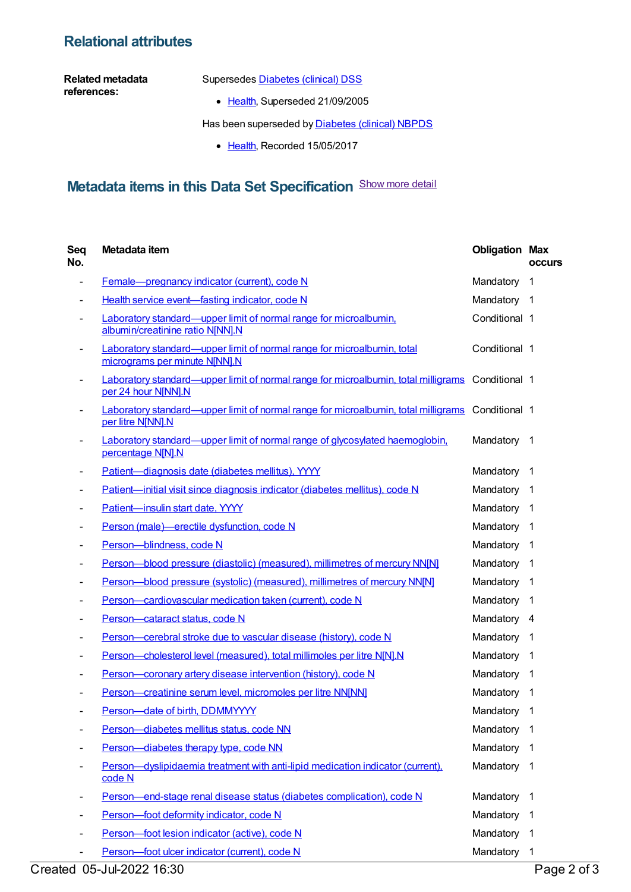## Relational attributes

**Related metadata references:**

Supersedes Diabetes (clinical) DSS

- Health, Superseded 21/09/2005

Has been superseded by Diabetes (clinical) NBPDS

- Health, Recorded 15/05/2017

## Metadata items in this Data Set Specification

Show more detail

| Seq No. | Metadata item | Obligation | Max occurs |
|---|---|---|---|
| - | Female—pregnancy indicator (current), code N | Mandatory | 1 |
| - | Health service event—fasting indicator, code N | Mandatory | 1 |
| - | Laboratory standard—upper limit of normal range for microalbumin, albumin/creatinine ratio N[NN].N | Conditional | 1 |
| - | Laboratory standard—upper limit of normal range for microalbumin, total micrograms per minute N[NN].N | Conditional | 1 |
| - | Laboratory standard—upper limit of normal range for microalbumin, total milligrams per 24 hour N[NN].N | Conditional | 1 |
| - | Laboratory standard—upper limit of normal range for microalbumin, total milligrams per litre N[NN].N | Conditional | 1 |
| - | Laboratory standard—upper limit of normal range of glycosylated haemoglobin, percentage N[N].N | Mandatory | 1 |
| - | Patient—diagnosis date (diabetes mellitus), YYYY | Mandatory | 1 |
| - | Patient—initial visit since diagnosis indicator (diabetes mellitus), code N | Mandatory | 1 |
| - | Patient—insulin start date, YYYY | Mandatory | 1 |
| - | Person (male)—erectile dysfunction, code N | Mandatory | 1 |
| - | Person—blindness, code N | Mandatory | 1 |
| - | Person—blood pressure (diastolic) (measured), millimetres of mercury NN[N] | Mandatory | 1 |
| - | Person—blood pressure (systolic) (measured), millimetres of mercury NN[N] | Mandatory | 1 |
| - | Person—cardiovascular medication taken (current), code N | Mandatory | 1 |
| - | Person—cataract status, code N | Mandatory | 4 |
| - | Person—cerebral stroke due to vascular disease (history), code N | Mandatory | 1 |
| - | Person—cholesterol level (measured), total millimoles per litre N[N].N | Mandatory | 1 |
| - | Person—coronary artery disease intervention (history), code N | Mandatory | 1 |
| - | Person—creatinine serum level, micromoles per litre NN[NN] | Mandatory | 1 |
| - | Person—date of birth, DDMMYYYY | Mandatory | 1 |
| - | Person—diabetes mellitus status, code NN | Mandatory | 1 |
| - | Person—diabetes therapy type, code NN | Mandatory | 1 |
| - | Person—dyslipidaemia treatment with anti-lipid medication indicator (current), code N | Mandatory | 1 |
| - | Person—end-stage renal disease status (diabetes complication), code N | Mandatory | 1 |
| - | Person—foot deformity indicator, code N | Mandatory | 1 |
| - | Person—foot lesion indicator (active), code N | Mandatory | 1 |
| - | Person—foot ulcer indicator (current), code N | Mandatory | 1 |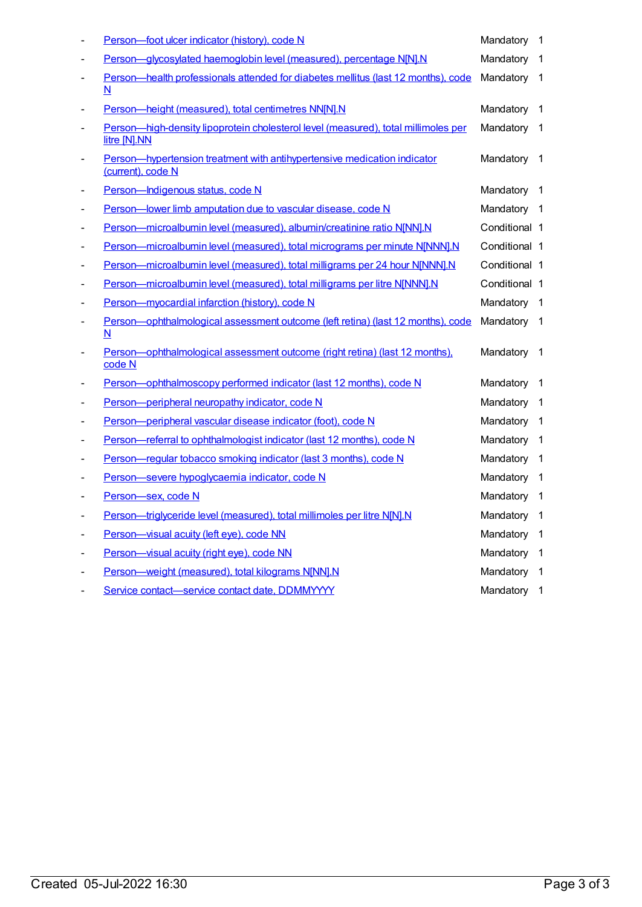| | | | |
|---|---|---|---|
| - | Person—foot ulcer indicator (history), code N | Mandatory | 1 |
| - | Person—glycosylated haemoglobin level (measured), percentage N[N].N | Mandatory | 1 |
| - | Person—health professionals attended for diabetes mellitus (last 12 months), code N | Mandatory | 1 |
| - | Person—height (measured), total centimetres NN[N].N | Mandatory | 1 |
| - | Person—high-density lipoprotein cholesterol level (measured), total millimoles per litre [N].NN | Mandatory | 1 |
| - | Person—hypertension treatment with antihypertensive medication indicator (current), code N | Mandatory | 1 |
| - | Person—Indigenous status, code N | Mandatory | 1 |
| - | Person—lower limb amputation due to vascular disease, code N | Mandatory | 1 |
| - | Person—microalbumin level (measured), albumin/creatinine ratio N[NN].N | Conditional | 1 |
| - | Person—microalbumin level (measured), total micrograms per minute N[NNN].N | Conditional | 1 |
| - | Person—microalbumin level (measured), total milligrams per 24 hour N[NNN].N | Conditional | 1 |
| - | Person—microalbumin level (measured), total milligrams per litre N[NNN].N | Conditional | 1 |
| - | Person—myocardial infarction (history), code N | Mandatory | 1 |
| - | Person—ophthalmological assessment outcome (left retina) (last 12 months), code N | Mandatory | 1 |
| - | Person—ophthalmological assessment outcome (right retina) (last 12 months), code N | Mandatory | 1 |
| - | Person—ophthalmoscopy performed indicator (last 12 months), code N | Mandatory | 1 |
| - | Person—peripheral neuropathy indicator, code N | Mandatory | 1 |
| - | Person—peripheral vascular disease indicator (foot), code N | Mandatory | 1 |
| - | Person—referral to ophthalmologist indicator (last 12 months), code N | Mandatory | 1 |
| - | Person—regular tobacco smoking indicator (last 3 months), code N | Mandatory | 1 |
| - | Person—severe hypoglycaemia indicator, code N | Mandatory | 1 |
| - | Person—sex, code N | Mandatory | 1 |
| - | Person—triglyceride level (measured), total millimoles per litre N[N].N | Mandatory | 1 |
| - | Person—visual acuity (left eye), code NN | Mandatory | 1 |
| - | Person—visual acuity (right eye), code NN | Mandatory | 1 |
| - | Person—weight (measured), total kilograms N[NN].N | Mandatory | 1 |
| - | Service contact—service contact date, DDMMYYYY | Mandatory | 1 |

Created 05-Jul-2022 16:30